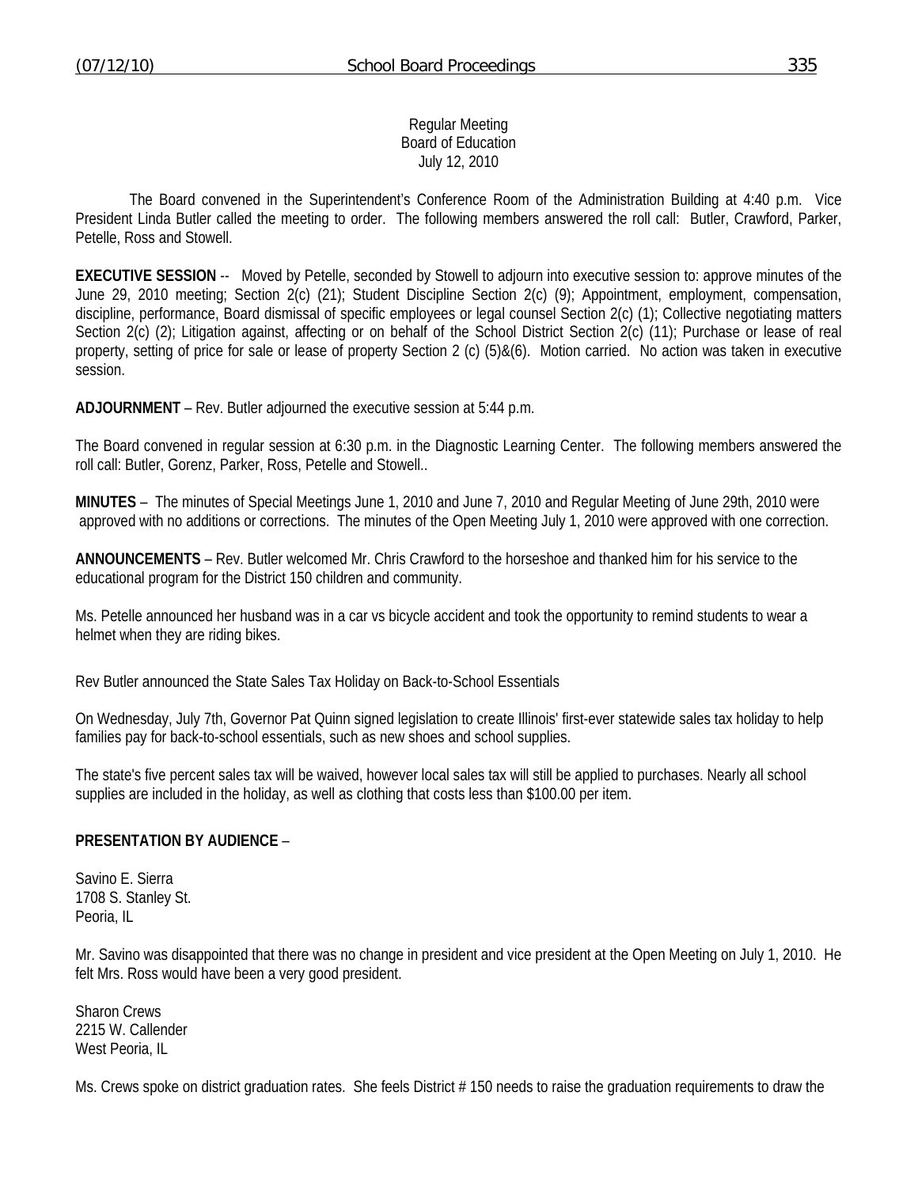Regular Meeting
Board of Education
July 12, 2010

The Board convened in the Superintendent's Conference Room of the Administration Building at 4:40 p.m. Vice President Linda Butler called the meeting to order. The following members answered the roll call: Butler, Crawford, Parker, Petelle, Ross and Stowell.

**EXECUTIVE SESSION** -- Moved by Petelle, seconded by Stowell to adjourn into executive session to: approve minutes of the June 29, 2010 meeting; Section 2(c) (21); Student Discipline Section 2(c) (9); Appointment, employment, compensation, discipline, performance, Board dismissal of specific employees or legal counsel Section 2(c) (1); Collective negotiating matters Section 2(c) (2); Litigation against, affecting or on behalf of the School District Section 2(c) (11); Purchase or lease of real property, setting of price for sale or lease of property Section 2 (c) (5)&(6). Motion carried. No action was taken in executive session.

**ADJOURNMENT** – Rev. Butler adjourned the executive session at 5:44 p.m.

The Board convened in regular session at 6:30 p.m. in the Diagnostic Learning Center. The following members answered the roll call: Butler, Gorenz, Parker, Ross, Petelle and Stowell..

**MINUTES** – The minutes of Special Meetings June 1, 2010 and June 7, 2010 and Regular Meeting of June 29th, 2010 were approved with no additions or corrections. The minutes of the Open Meeting July 1, 2010 were approved with one correction.

**ANNOUNCEMENTS** – Rev. Butler welcomed Mr. Chris Crawford to the horseshoe and thanked him for his service to the educational program for the District 150 children and community.

Ms. Petelle announced her husband was in a car vs bicycle accident and took the opportunity to remind students to wear a helmet when they are riding bikes.

Rev Butler announced the State Sales Tax Holiday on Back-to-School Essentials

On Wednesday, July 7th, Governor Pat Quinn signed legislation to create Illinois' first-ever statewide sales tax holiday to help families pay for back-to-school essentials, such as new shoes and school supplies.

The state's five percent sales tax will be waived, however local sales tax will still be applied to purchases. Nearly all school supplies are included in the holiday, as well as clothing that costs less than $100.00 per item.

**PRESENTATION BY AUDIENCE** –

Savino E. Sierra
1708 S. Stanley St.
Peoria, IL

Mr. Savino was disappointed that there was no change in president and vice president at the Open Meeting on July 1, 2010. He felt Mrs. Ross would have been a very good president.

Sharon Crews
2215 W. Callender
West Peoria, IL

Ms. Crews spoke on district graduation rates. She feels District # 150 needs to raise the graduation requirements to draw the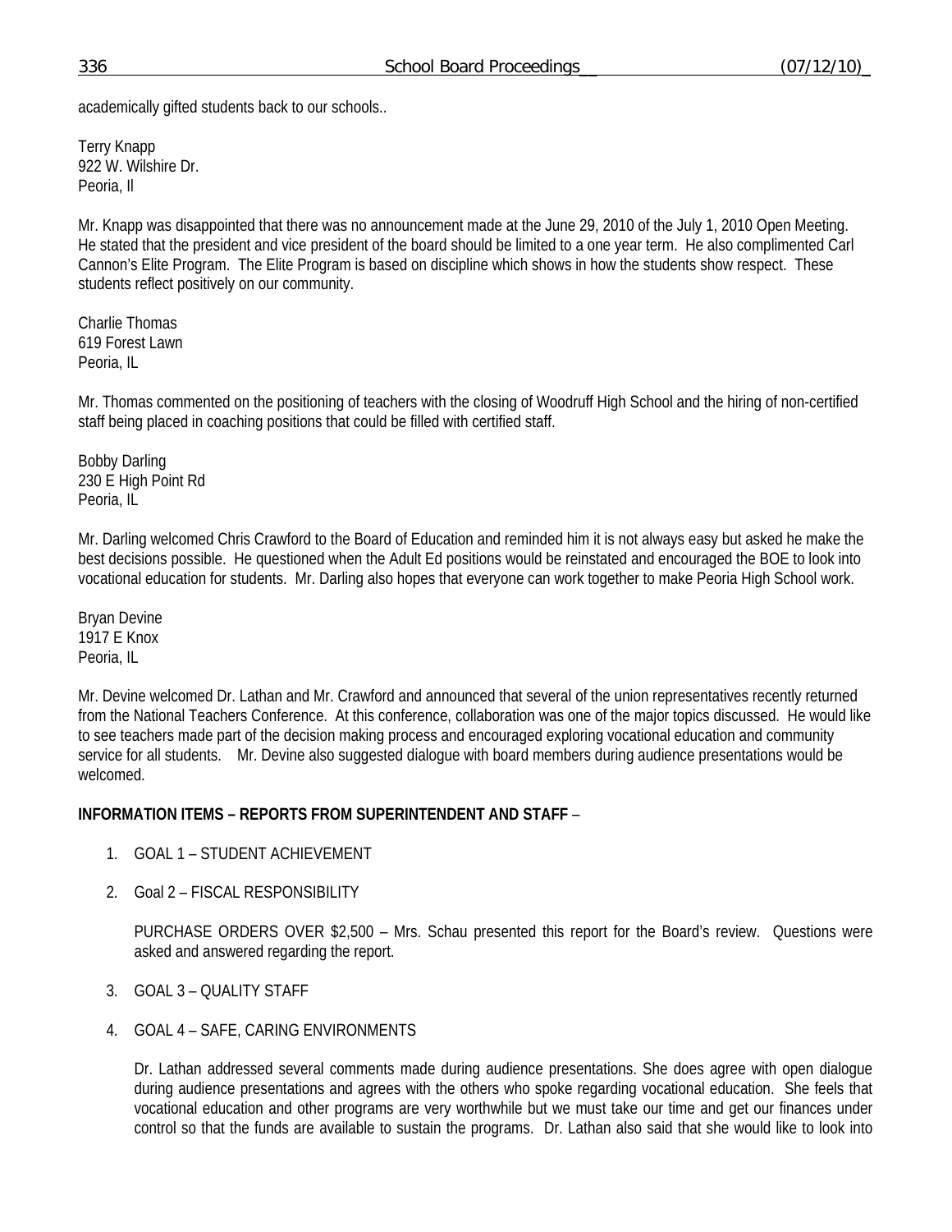academically gifted students back to our schools..

Terry Knapp  
922 W. Wilshire Dr.  
Peoria, Il

Mr. Knapp was disappointed that there was no announcement made at the June 29, 2010 of the July 1, 2010 Open Meeting. He stated that the president and vice president of the board should be limited to a one year term. He also complimented Carl Cannon's Elite Program. The Elite Program is based on discipline which shows in how the students show respect. These students reflect positively on our community.

Charlie Thomas  
619 Forest Lawn  
Peoria, IL

Mr. Thomas commented on the positioning of teachers with the closing of Woodruff High School and the hiring of non-certified staff being placed in coaching positions that could be filled with certified staff.

Bobby Darling  
230 E High Point Rd  
Peoria, IL

Mr. Darling welcomed Chris Crawford to the Board of Education and reminded him it is not always easy but asked he make the best decisions possible. He questioned when the Adult Ed positions would be reinstated and encouraged the BOE to look into vocational education for students. Mr. Darling also hopes that everyone can work together to make Peoria High School work.

Bryan Devine  
1917 E Knox  
Peoria, IL

Mr. Devine welcomed Dr. Lathan and Mr. Crawford and announced that several of the union representatives recently returned from the National Teachers Conference. At this conference, collaboration was one of the major topics discussed. He would like to see teachers made part of the decision making process and encouraged exploring vocational education and community service for all students. Mr. Devine also suggested dialogue with board members during audience presentations would be welcomed.

**INFORMATION ITEMS – REPORTS FROM SUPERINTENDENT AND STAFF** –

1. GOAL 1 – STUDENT ACHIEVEMENT

2. Goal 2 – FISCAL RESPONSIBILITY

   PURCHASE ORDERS OVER $2,500 – Mrs. Schau presented this report for the Board's review. Questions were asked and answered regarding the report.

3. GOAL 3 – QUALITY STAFF

4. GOAL 4 – SAFE, CARING ENVIRONMENTS

   Dr. Lathan addressed several comments made during audience presentations. She does agree with open dialogue during audience presentations and agrees with the others who spoke regarding vocational education. She feels that vocational education and other programs are very worthwhile but we must take our time and get our finances under control so that the funds are available to sustain the programs. Dr. Lathan also said that she would like to look into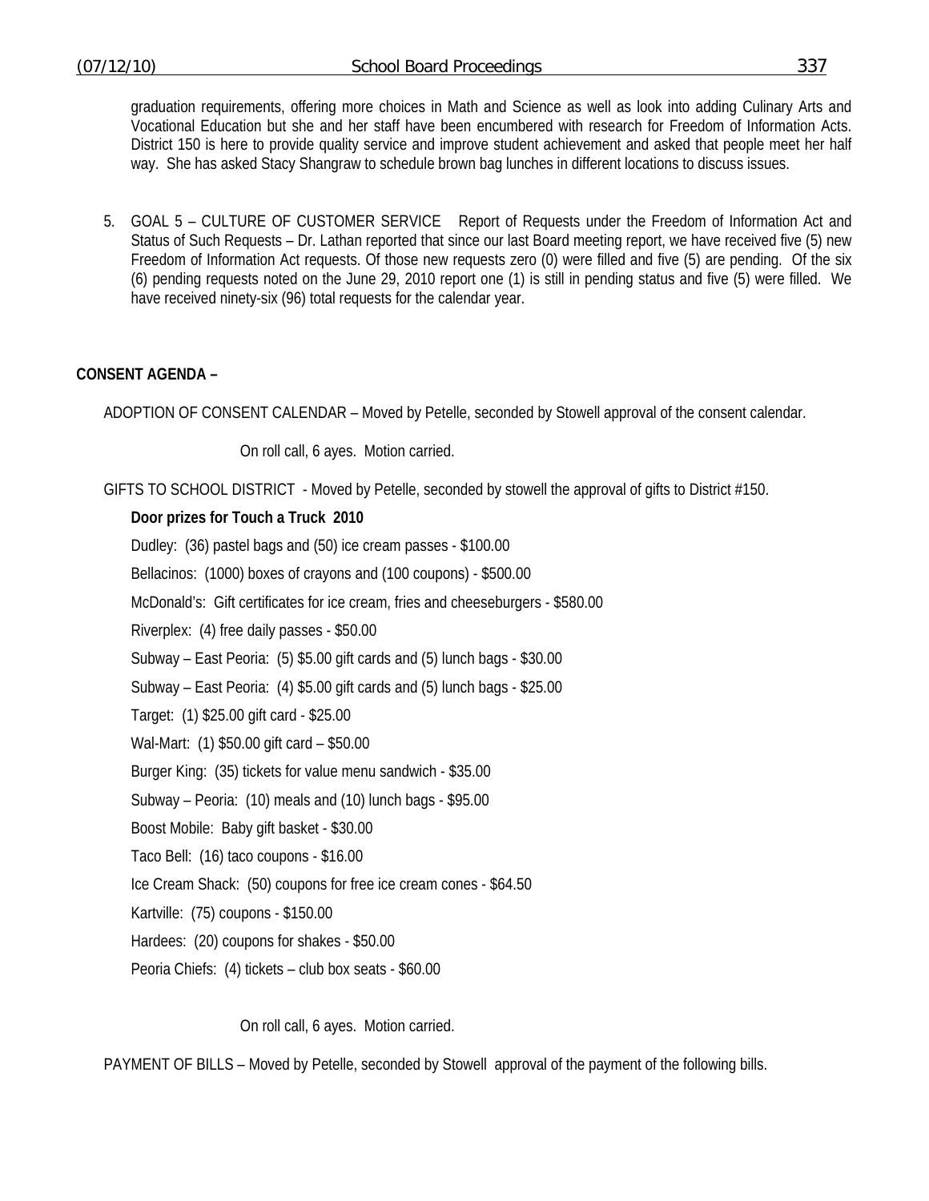graduation requirements, offering more choices in Math and Science as well as look into adding Culinary Arts and Vocational Education but she and her staff have been encumbered with research for Freedom of Information Acts. District 150 is here to provide quality service and improve student achievement and asked that people meet her half way. She has asked Stacy Shangraw to schedule brown bag lunches in different locations to discuss issues.

5. GOAL 5 – CULTURE OF CUSTOMER SERVICE Report of Requests under the Freedom of Information Act and Status of Such Requests – Dr. Lathan reported that since our last Board meeting report, we have received five (5) new Freedom of Information Act requests. Of those new requests zero (0) were filled and five (5) are pending. Of the six (6) pending requests noted on the June 29, 2010 report one (1) is still in pending status and five (5) were filled. We have received ninety-six (96) total requests for the calendar year.

**CONSENT AGENDA –**

ADOPTION OF CONSENT CALENDAR – Moved by Petelle, seconded by Stowell approval of the consent calendar.

On roll call, 6 ayes. Motion carried.

GIFTS TO SCHOOL DISTRICT - Moved by Petelle, seconded by stowell the approval of gifts to District #150.

**Door prizes for Touch a Truck 2010**

Dudley: (36) pastel bags and (50) ice cream passes - $100.00

Bellacinos: (1000) boxes of crayons and (100 coupons) - $500.00

McDonald's: Gift certificates for ice cream, fries and cheeseburgers - $580.00

Riverplex: (4) free daily passes - $50.00

Subway – East Peoria: (5) $5.00 gift cards and (5) lunch bags - $30.00

Subway – East Peoria: (4) $5.00 gift cards and (5) lunch bags - $25.00

Target: (1) $25.00 gift card - $25.00

Wal-Mart: (1) $50.00 gift card – $50.00

Burger King: (35) tickets for value menu sandwich - $35.00

Subway – Peoria: (10) meals and (10) lunch bags - $95.00

Boost Mobile: Baby gift basket - $30.00

Taco Bell: (16) taco coupons - $16.00

Ice Cream Shack: (50) coupons for free ice cream cones - $64.50

Kartville: (75) coupons - $150.00

Hardees: (20) coupons for shakes - $50.00

Peoria Chiefs: (4) tickets – club box seats - $60.00

On roll call, 6 ayes. Motion carried.

PAYMENT OF BILLS – Moved by Petelle, seconded by Stowell approval of the payment of the following bills.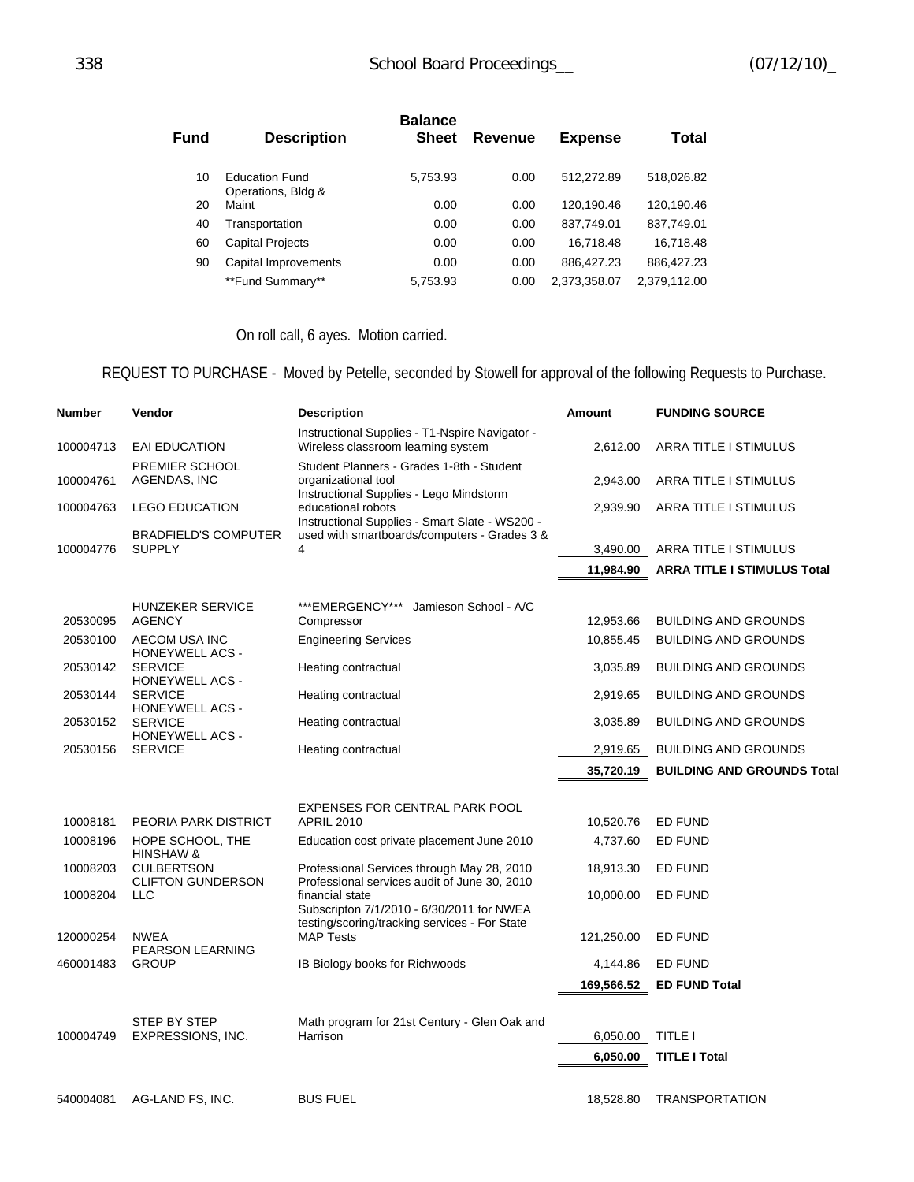| Fund | Description | Balance Sheet | Revenue | Expense | Total |
|---|---|---|---|---|---|
| 10 | Education Fund | 5,753.93 | 0.00 | 512,272.89 | 518,026.82 |
| 20 | Operations, Bldg & Maint | 0.00 | 0.00 | 120,190.46 | 120,190.46 |
| 40 | Transportation | 0.00 | 0.00 | 837,749.01 | 837,749.01 |
| 60 | Capital Projects | 0.00 | 0.00 | 16,718.48 | 16,718.48 |
| 90 | Capital Improvements | 0.00 | 0.00 | 886,427.23 | 886,427.23 |
| | **Fund Summary** | 5,753.93 | 0.00 | 2,373,358.07 | 2,379,112.00 |

On roll call, 6 ayes. Motion carried.

REQUEST TO PURCHASE - Moved by Petelle, seconded by Stowell for approval of the following Requests to Purchase.

| Number | Vendor | Description | Amount | FUNDING SOURCE |
|---|---|---|---|---|
| 100004713 | EAI EDUCATION | Instructional Supplies - T1-Nspire Navigator - Wireless classroom learning system | 2,612.00 | ARRA TITLE I STIMULUS |
| 100004761 | PREMIER SCHOOL AGENDAS, INC | Student Planners - Grades 1-8th - Student organizational tool | 2,943.00 | ARRA TITLE I STIMULUS |
| 100004763 | LEGO EDUCATION | Instructional Supplies - Lego Mindstorm educational robots | 2,939.90 | ARRA TITLE I STIMULUS |
| 100004776 | BRADFIELD'S COMPUTER SUPPLY | Instructional Supplies - Smart Slate - WS200 - used with smartboards/computers - Grades 3 & 4 | 3,490.00 | ARRA TITLE I STIMULUS |
| | | | **11,984.90** | **ARRA TITLE I STIMULUS Total** |
| 20530095 | HUNZEKER SERVICE AGENCY | ***EMERGENCY*** Jamieson School - A/C Compressor | 12,953.66 | BUILDING AND GROUNDS |
| 20530100 | AECOM USA INC | Engineering Services | 10,855.45 | BUILDING AND GROUNDS |
| 20530142 | HONEYWELL ACS - SERVICE | Heating contractual | 3,035.89 | BUILDING AND GROUNDS |
| 20530144 | HONEYWELL ACS - SERVICE | Heating contractual | 2,919.65 | BUILDING AND GROUNDS |
| 20530152 | HONEYWELL ACS - SERVICE | Heating contractual | 3,035.89 | BUILDING AND GROUNDS |
| 20530156 | HONEYWELL ACS - SERVICE | Heating contractual | 2,919.65 | BUILDING AND GROUNDS |
| | | | **35,720.19** | **BUILDING AND GROUNDS Total** |
| 10008181 | PEORIA PARK DISTRICT | EXPENSES FOR CENTRAL PARK POOL APRIL 2010 | 10,520.76 | ED FUND |
| 10008196 | HOPE SCHOOL, THE | Education cost private placement June 2010 | 4,737.60 | ED FUND |
| 10008203 | HINSHAW & CULBERTSON | Professional Services through May 28, 2010 | 18,913.30 | ED FUND |
| 10008204 | CLIFTON GUNDERSON LLC | Professional services audit of June 30, 2010 financial state | 10,000.00 | ED FUND |
| 120000254 | NWEA | Subscripton 7/1/2010 - 6/30/2011 for NWEA testing/scoring/tracking services - For State MAP Tests | 121,250.00 | ED FUND |
| 460001483 | PEARSON LEARNING GROUP | IB Biology books for Richwoods | 4,144.86 | ED FUND |
| | | | **169,566.52** | **ED FUND Total** |
| 100004749 | STEP BY STEP EXPRESSIONS, INC. | Math program for 21st Century - Glen Oak and Harrison | 6,050.00 | TITLE I |
| | | | **6,050.00** | **TITLE I Total** |
| 540004081 | AG-LAND FS, INC. | BUS FUEL | 18,528.80 | TRANSPORTATION |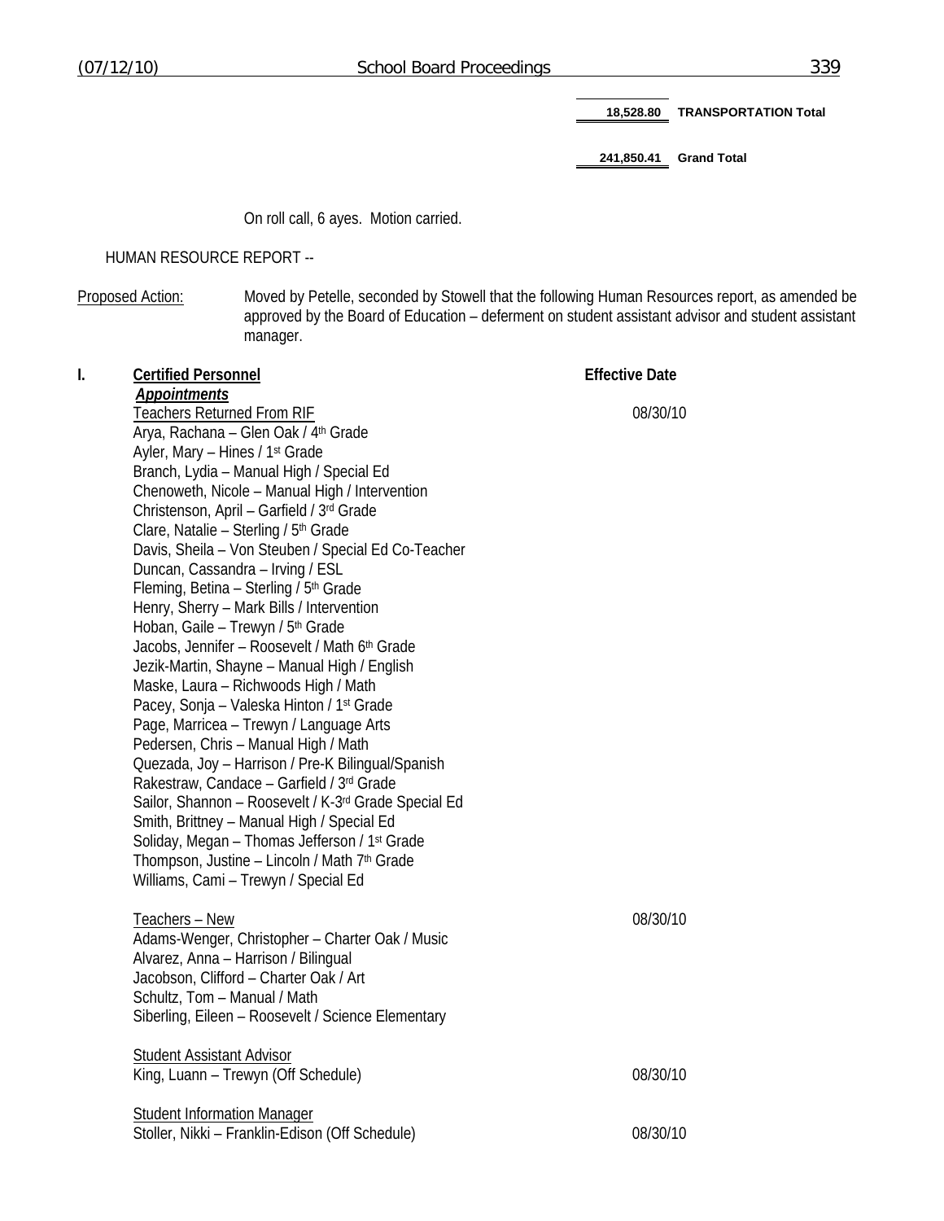18,528.80 **TRANSPORTATION Total**

241,850.41 **Grand Total**

On roll call, 6 ayes. Motion carried.

HUMAN RESOURCE REPORT --

Proposed Action: Moved by Petelle, seconded by Stowell that the following Human Resources report, as amended be approved by the Board of Education – deferment on student assistant advisor and student assistant manager.

**I. Certified Personnel** — **Effective Date**

***Appointments***

Teachers Returned From RIF — 08/30/10

Arya, Rachana – Glen Oak / 4th Grade
Ayler, Mary – Hines / 1st Grade
Branch, Lydia – Manual High / Special Ed
Chenoweth, Nicole – Manual High / Intervention
Christenson, April – Garfield / 3rd Grade
Clare, Natalie – Sterling / 5th Grade
Davis, Sheila – Von Steuben / Special Ed Co-Teacher
Duncan, Cassandra – Irving / ESL
Fleming, Betina – Sterling / 5th Grade
Henry, Sherry – Mark Bills / Intervention
Hoban, Gaile – Trewyn / 5th Grade
Jacobs, Jennifer – Roosevelt / Math 6th Grade
Jezik-Martin, Shayne – Manual High / English
Maske, Laura – Richwoods High / Math
Pacey, Sonja – Valeska Hinton / 1st Grade
Page, Marricea – Trewyn / Language Arts
Pedersen, Chris – Manual High / Math
Quezada, Joy – Harrison / Pre-K Bilingual/Spanish
Rakestraw, Candace – Garfield / 3rd Grade
Sailor, Shannon – Roosevelt / K-3rd Grade Special Ed
Smith, Brittney – Manual High / Special Ed
Soliday, Megan – Thomas Jefferson / 1st Grade
Thompson, Justine – Lincoln / Math 7th Grade
Williams, Cami – Trewyn / Special Ed

Teachers – New — 08/30/10

Adams-Wenger, Christopher – Charter Oak / Music
Alvarez, Anna – Harrison / Bilingual
Jacobson, Clifford – Charter Oak / Art
Schultz, Tom – Manual / Math
Siberling, Eileen – Roosevelt / Science Elementary

Student Assistant Advisor

King, Luann – Trewyn (Off Schedule) — 08/30/10

Student Information Manager

Stoller, Nikki – Franklin-Edison (Off Schedule) — 08/30/10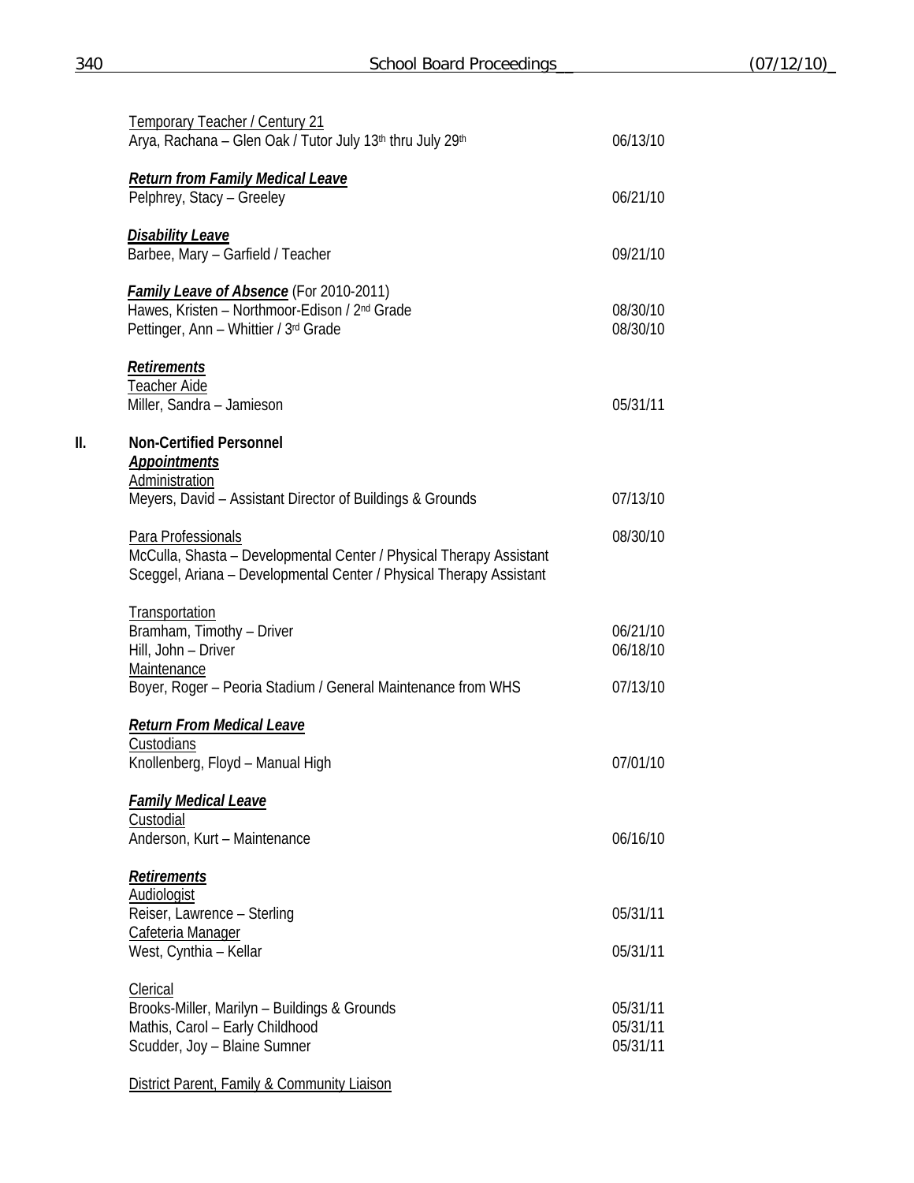Temporary Teacher / Century 21
Arya, Rachana – Glen Oak / Tutor July 13th thru July 29th — 06/13/10

***Return from Family Medical Leave***
Pelphrey, Stacy – Greeley — 06/21/10

***Disability Leave***
Barbee, Mary – Garfield / Teacher — 09/21/10

***Family Leave of Absence*** (For 2010-2011)
Hawes, Kristen – Northmoor-Edison / 2nd Grade — 08/30/10
Pettinger, Ann – Whittier / 3rd Grade — 08/30/10

***Retirements***
Teacher Aide
Miller, Sandra – Jamieson — 05/31/11

**II. Non-Certified Personnel**

***Appointments***
Administration
Meyers, David – Assistant Director of Buildings & Grounds — 07/13/10

Para Professionals — 08/30/10
McCulla, Shasta – Developmental Center / Physical Therapy Assistant
Sceggel, Ariana – Developmental Center / Physical Therapy Assistant

Transportation
Bramham, Timothy – Driver — 06/21/10
Hill, John – Driver — 06/18/10
Maintenance
Boyer, Roger – Peoria Stadium / General Maintenance from WHS — 07/13/10

***Return From Medical Leave***
Custodians
Knollenberg, Floyd – Manual High — 07/01/10

***Family Medical Leave***
Custodial
Anderson, Kurt – Maintenance — 06/16/10

***Retirements***
Audiologist
Reiser, Lawrence – Sterling — 05/31/11
Cafeteria Manager
West, Cynthia – Kellar — 05/31/11

Clerical
Brooks-Miller, Marilyn – Buildings & Grounds — 05/31/11
Mathis, Carol – Early Childhood — 05/31/11
Scudder, Joy – Blaine Sumner — 05/31/11

District Parent, Family & Community Liaison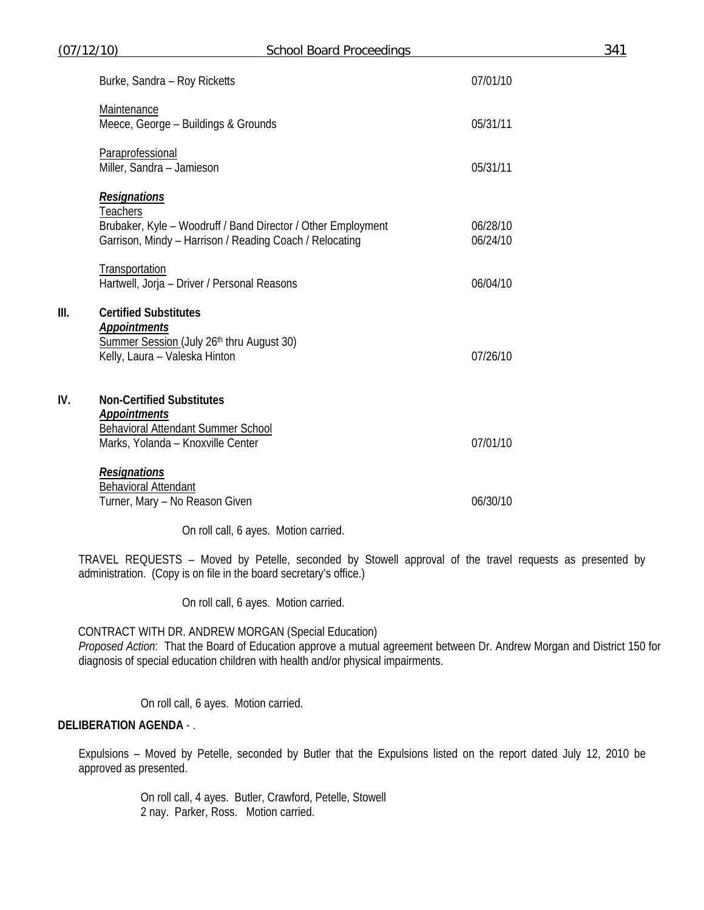| | | |
|---|---|---|
| | Burke, Sandra – Roy Ricketts | 07/01/10 |
| | <u>Maintenance</u> | |
| | Meece, George – Buildings & Grounds | 05/31/11 |
| | <u>Paraprofessional</u> | |
| | Miller, Sandra – Jamieson | 05/31/11 |
| | ***<u>Resignations</u>*** | |
| | <u>Teachers</u> | |
| | Brubaker, Kyle – Woodruff / Band Director / Other Employment | 06/28/10 |
| | Garrison, Mindy – Harrison / Reading Coach / Relocating | 06/24/10 |
| | <u>Transportation</u> | |
| | Hartwell, Jorja – Driver / Personal Reasons | 06/04/10 |
| **III.** | **Certified Substitutes** | |
| | ***<u>Appointments</u>*** | |
| | <u>Summer Session</u> (July 26th thru August 30) | |
| | Kelly, Laura – Valeska Hinton | 07/26/10 |
| **IV.** | **Non-Certified Substitutes** | |
| | ***<u>Appointments</u>*** | |
| | <u>Behavioral Attendant Summer School</u> | |
| | Marks, Yolanda – Knoxville Center | 07/01/10 |
| | ***<u>Resignations</u>*** | |
| | <u>Behavioral Attendant</u> | |
| | Turner, Mary – No Reason Given | 06/30/10 |

On roll call, 6 ayes. Motion carried.

TRAVEL REQUESTS – Moved by Petelle, seconded by Stowell approval of the travel requests as presented by administration. (Copy is on file in the board secretary's office.)

On roll call, 6 ayes. Motion carried.

CONTRACT WITH DR. ANDREW MORGAN (Special Education)
*Proposed Action*: That the Board of Education approve a mutual agreement between Dr. Andrew Morgan and District 150 for diagnosis of special education children with health and/or physical impairments.

On roll call, 6 ayes. Motion carried.

**DELIBERATION AGENDA** - .

Expulsions – Moved by Petelle, seconded by Butler that the Expulsions listed on the report dated July 12, 2010 be approved as presented.

On roll call, 4 ayes. Butler, Crawford, Petelle, Stowell
2 nay. Parker, Ross. Motion carried.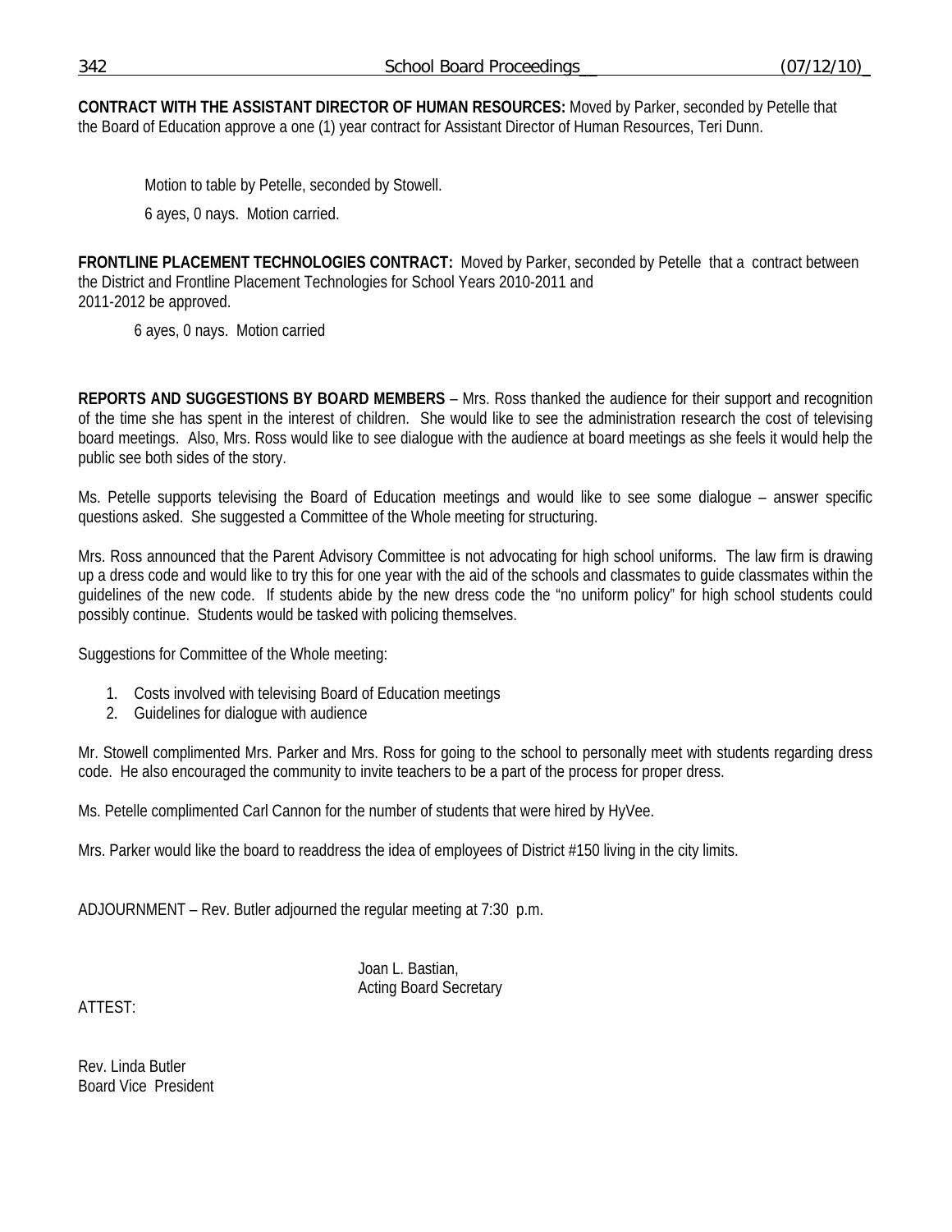**CONTRACT WITH THE ASSISTANT DIRECTOR OF HUMAN RESOURCES:** Moved by Parker, seconded by Petelle that the Board of Education approve a one (1) year contract for Assistant Director of Human Resources, Teri Dunn.

Motion to table by Petelle, seconded by Stowell.

6 ayes, 0 nays. Motion carried.

**FRONTLINE PLACEMENT TECHNOLOGIES CONTRACT:** Moved by Parker, seconded by Petelle that a contract between the District and Frontline Placement Technologies for School Years 2010-2011 and 2011-2012 be approved.

6 ayes, 0 nays. Motion carried

**REPORTS AND SUGGESTIONS BY BOARD MEMBERS** – Mrs. Ross thanked the audience for their support and recognition of the time she has spent in the interest of children. She would like to see the administration research the cost of televising board meetings. Also, Mrs. Ross would like to see dialogue with the audience at board meetings as she feels it would help the public see both sides of the story.

Ms. Petelle supports televising the Board of Education meetings and would like to see some dialogue – answer specific questions asked. She suggested a Committee of the Whole meeting for structuring.

Mrs. Ross announced that the Parent Advisory Committee is not advocating for high school uniforms. The law firm is drawing up a dress code and would like to try this for one year with the aid of the schools and classmates to guide classmates within the guidelines of the new code. If students abide by the new dress code the "no uniform policy" for high school students could possibly continue. Students would be tasked with policing themselves.

Suggestions for Committee of the Whole meeting:

1. Costs involved with televising Board of Education meetings
2. Guidelines for dialogue with audience

Mr. Stowell complimented Mrs. Parker and Mrs. Ross for going to the school to personally meet with students regarding dress code. He also encouraged the community to invite teachers to be a part of the process for proper dress.

Ms. Petelle complimented Carl Cannon for the number of students that were hired by HyVee.

Mrs. Parker would like the board to readdress the idea of employees of District #150 living in the city limits.

ADJOURNMENT – Rev. Butler adjourned the regular meeting at 7:30 p.m.

Joan L. Bastian,
Acting Board Secretary

ATTEST:

Rev. Linda Butler
Board Vice President